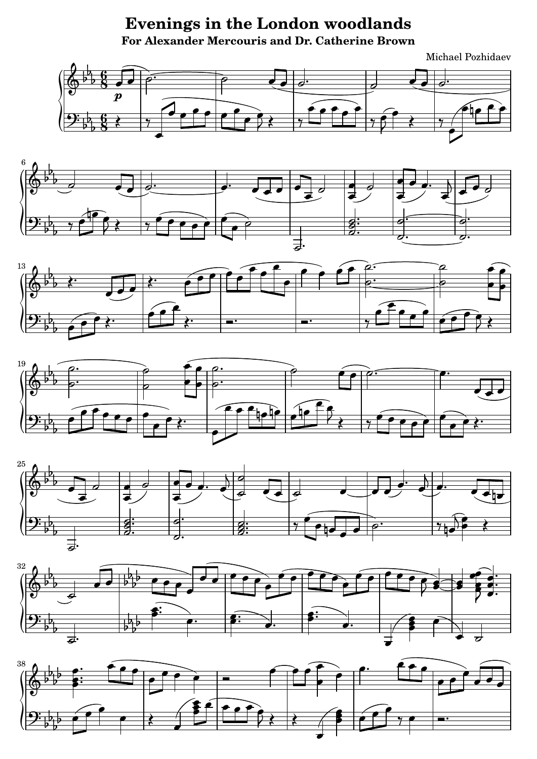# Evenings in the London woodlands

## For Alexander Mercouris and Dr. Catherine Brown

Michael Pozhidaev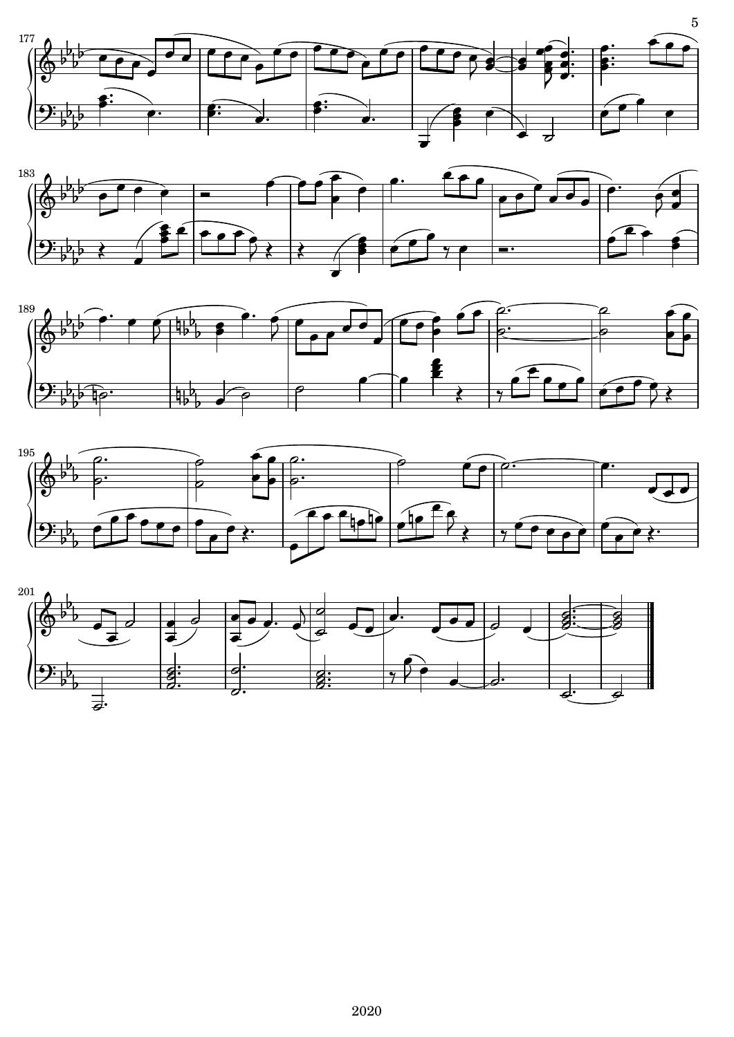2020